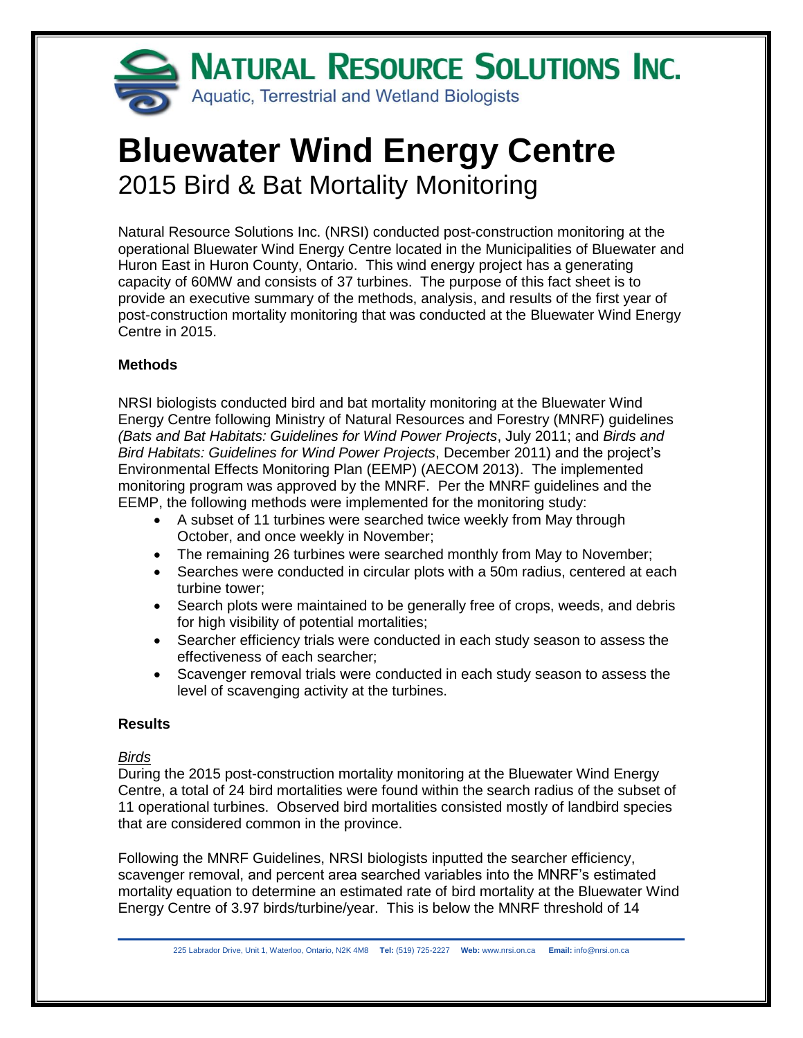**NATURAL RESOURCE SOLUTIONS INC.**
Aquatic, Terrestrial and Wetland Biologists

# Bluewater Wind Energy Centre

## 2015 Bird & Bat Mortality Monitoring

Natural Resource Solutions Inc. (NRSI) conducted post-construction monitoring at the operational Bluewater Wind Energy Centre located in the Municipalities of Bluewater and Huron East in Huron County, Ontario. This wind energy project has a generating capacity of 60MW and consists of 37 turbines. The purpose of this fact sheet is to provide an executive summary of the methods, analysis, and results of the first year of post-construction mortality monitoring that was conducted at the Bluewater Wind Energy Centre in 2015.

### Methods

NRSI biologists conducted bird and bat mortality monitoring at the Bluewater Wind Energy Centre following Ministry of Natural Resources and Forestry (MNRF) guidelines *(Bats and Bat Habitats: Guidelines for Wind Power Projects*, July 2011; and *Birds and Bird Habitats: Guidelines for Wind Power Projects*, December 2011) and the project's Environmental Effects Monitoring Plan (EEMP) (AECOM 2013). The implemented monitoring program was approved by the MNRF. Per the MNRF guidelines and the EEMP, the following methods were implemented for the monitoring study:

- A subset of 11 turbines were searched twice weekly from May through October, and once weekly in November;
- The remaining 26 turbines were searched monthly from May to November;
- Searches were conducted in circular plots with a 50m radius, centered at each turbine tower;
- Search plots were maintained to be generally free of crops, weeds, and debris for high visibility of potential mortalities;
- Searcher efficiency trials were conducted in each study season to assess the effectiveness of each searcher;
- Scavenger removal trials were conducted in each study season to assess the level of scavenging activity at the turbines.

### Results

*Birds*

During the 2015 post-construction mortality monitoring at the Bluewater Wind Energy Centre, a total of 24 bird mortalities were found within the search radius of the subset of 11 operational turbines. Observed bird mortalities consisted mostly of landbird species that are considered common in the province.

Following the MNRF Guidelines, NRSI biologists inputted the searcher efficiency, scavenger removal, and percent area searched variables into the MNRF's estimated mortality equation to determine an estimated rate of bird mortality at the Bluewater Wind Energy Centre of 3.97 birds/turbine/year. This is below the MNRF threshold of 14

225 Labrador Drive, Unit 1, Waterloo, Ontario, N2K 4M8 **Tel:** (519) 725-2227 **Web:** www.nrsi.on.ca **Email:** info@nrsi.on.ca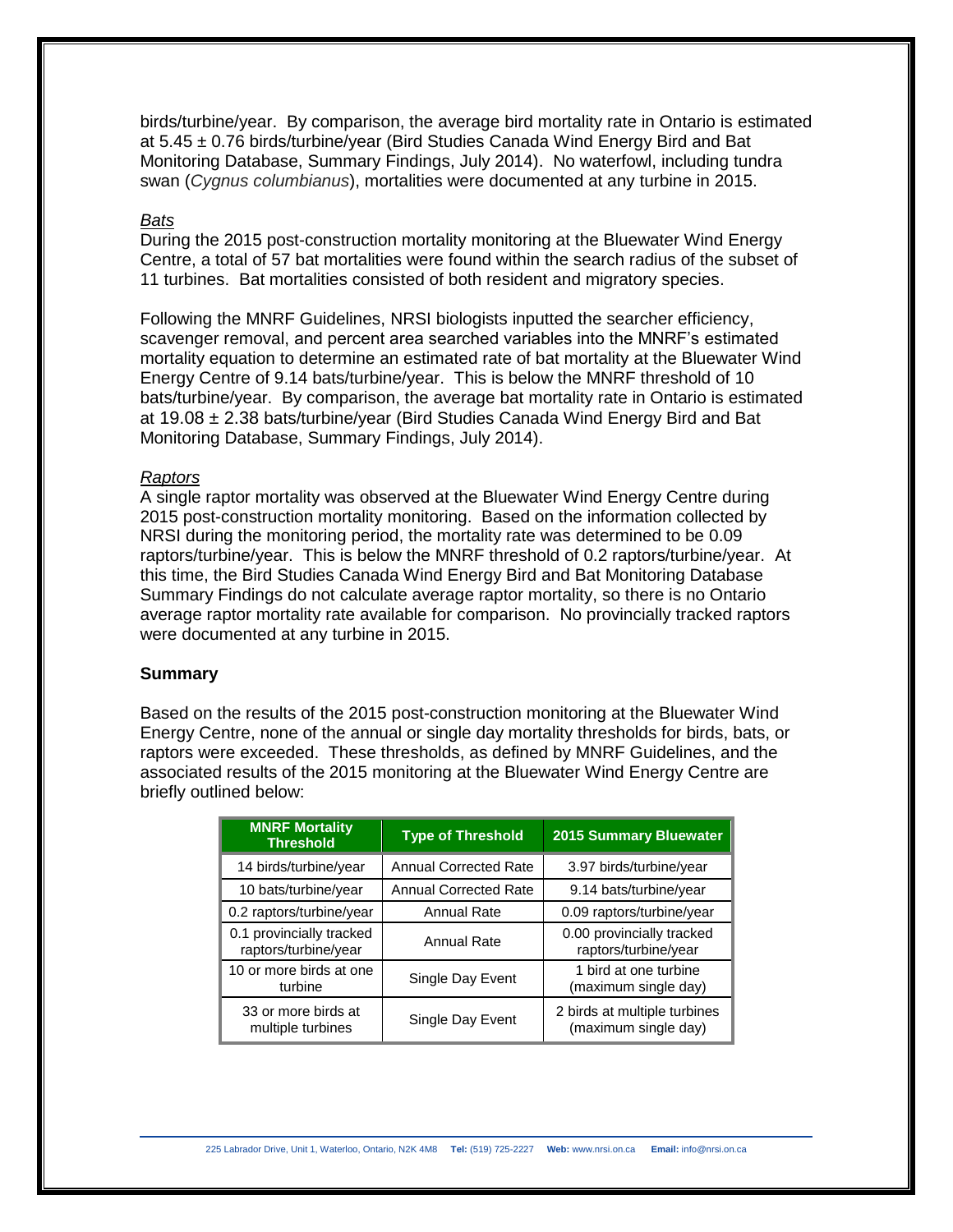birds/turbine/year. By comparison, the average bird mortality rate in Ontario is estimated at 5.45 ± 0.76 birds/turbine/year (Bird Studies Canada Wind Energy Bird and Bat Monitoring Database, Summary Findings, July 2014). No waterfowl, including tundra swan (*Cygnus columbianus*), mortalities were documented at any turbine in 2015.

*Bats*

During the 2015 post-construction mortality monitoring at the Bluewater Wind Energy Centre, a total of 57 bat mortalities were found within the search radius of the subset of 11 turbines. Bat mortalities consisted of both resident and migratory species.

Following the MNRF Guidelines, NRSI biologists inputted the searcher efficiency, scavenger removal, and percent area searched variables into the MNRF's estimated mortality equation to determine an estimated rate of bat mortality at the Bluewater Wind Energy Centre of 9.14 bats/turbine/year. This is below the MNRF threshold of 10 bats/turbine/year. By comparison, the average bat mortality rate in Ontario is estimated at 19.08 ± 2.38 bats/turbine/year (Bird Studies Canada Wind Energy Bird and Bat Monitoring Database, Summary Findings, July 2014).

*Raptors*

A single raptor mortality was observed at the Bluewater Wind Energy Centre during 2015 post-construction mortality monitoring. Based on the information collected by NRSI during the monitoring period, the mortality rate was determined to be 0.09 raptors/turbine/year. This is below the MNRF threshold of 0.2 raptors/turbine/year. At this time, the Bird Studies Canada Wind Energy Bird and Bat Monitoring Database Summary Findings do not calculate average raptor mortality, so there is no Ontario average raptor mortality rate available for comparison. No provincially tracked raptors were documented at any turbine in 2015.

**Summary**

Based on the results of the 2015 post-construction monitoring at the Bluewater Wind Energy Centre, none of the annual or single day mortality thresholds for birds, bats, or raptors were exceeded. These thresholds, as defined by MNRF Guidelines, and the associated results of the 2015 monitoring at the Bluewater Wind Energy Centre are briefly outlined below:

| MNRF Mortality Threshold | Type of Threshold | 2015 Summary Bluewater |
|---|---|---|
| 14 birds/turbine/year | Annual Corrected Rate | 3.97 birds/turbine/year |
| 10 bats/turbine/year | Annual Corrected Rate | 9.14 bats/turbine/year |
| 0.2 raptors/turbine/year | Annual Rate | 0.09 raptors/turbine/year |
| 0.1 provincially tracked raptors/turbine/year | Annual Rate | 0.00 provincially tracked raptors/turbine/year |
| 10 or more birds at one turbine | Single Day Event | 1 bird at one turbine (maximum single day) |
| 33 or more birds at multiple turbines | Single Day Event | 2 birds at multiple turbines (maximum single day) |